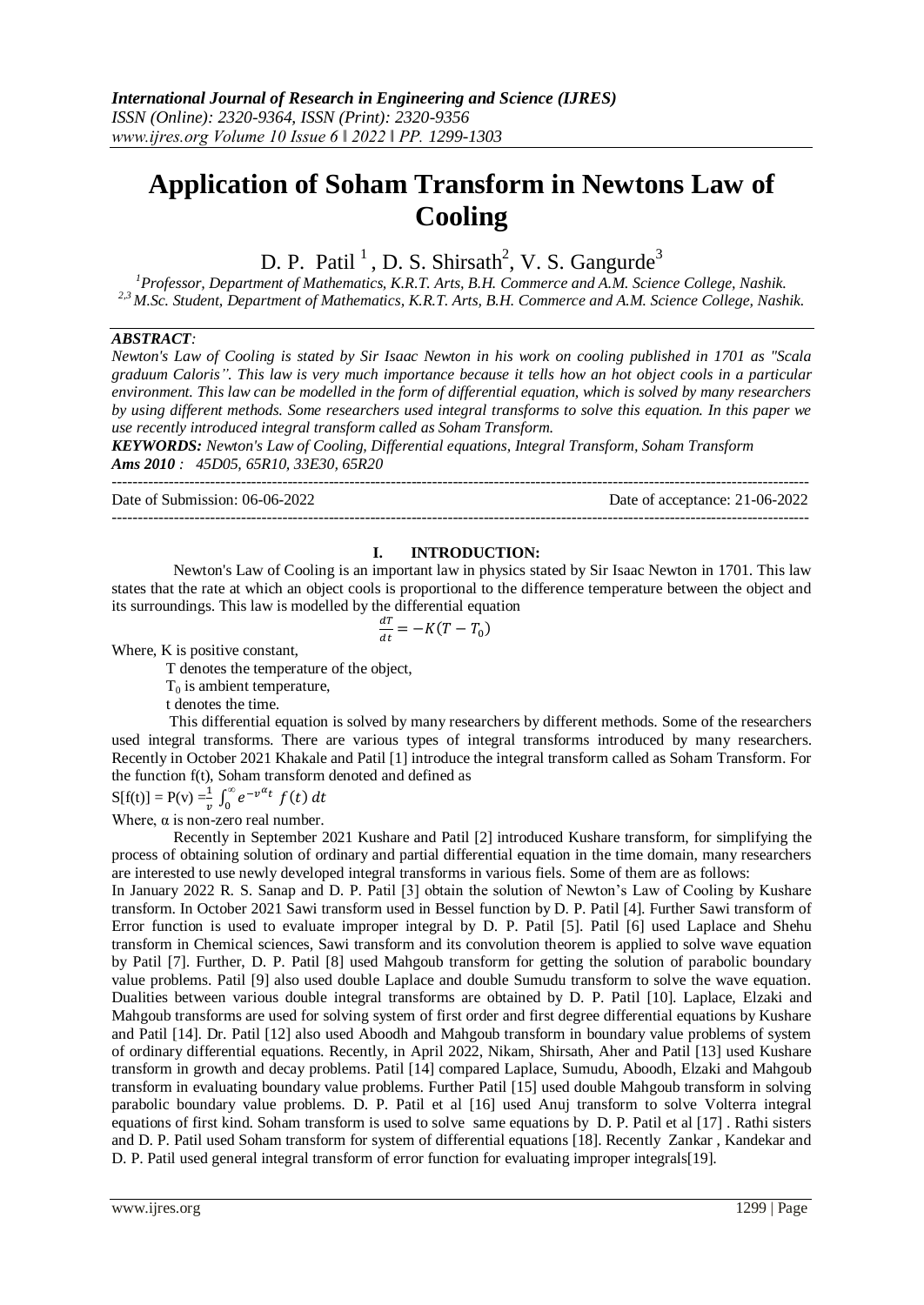# Application of Soham Transform in Newtons Law of Cooling

D. P. Patil [1], D. S. Shirsath[2], V. S. Gangurde[3]

[1]*Professor, Department of Mathematics, K.R.T. Arts, B.H. Commerce and A.M. Science College, Nashik.*
[2,3]*M.Sc. Student, Department of Mathematics, K.R.T. Arts, B.H. Commerce and A.M. Science College, Nashik.*

***ABSTRACT:***
*Newton's Law of Cooling is stated by Sir Isaac Newton in his work on cooling published in 1701 as "Scala graduum Caloris". This law is very much importance because it tells how an hot object cools in a particular environment. This law can be modelled in the form of differential equation, which is solved by many researchers by using different methods. Some researchers used integral transforms to solve this equation. In this paper we use recently introduced integral transform called as Soham Transform.*

***KEYWORDS:*** *Newton's Law of Cooling, Differential equations, Integral Transform, Soham Transform*
***Ams 2010*** *: 45D05, 65R10, 33E30, 65R20*

---

Date of Submission: 06-06-2022 Date of acceptance: 21-06-2022

---

## I. INTRODUCTION:

Newton's Law of Cooling is an important law in physics stated by Sir Isaac Newton in 1701. This law states that the rate at which an object cools is proportional to the difference temperature between the object and its surroundings. This law is modelled by the differential equation

$$\frac{dT}{dt} = -K(T - T_0)$$

Where, K is positive constant,

T denotes the temperature of the object,

$T_0$ is ambient temperature,

t denotes the time.

This differential equation is solved by many researchers by different methods. Some of the researchers used integral transforms. There are various types of integral transforms introduced by many researchers. Recently in October 2021 Khakale and Patil [1] introduce the integral transform called as Soham Transform. For the function f(t), Soham transform denoted and defined as

$S[f(t)] = P(v) = \frac{1}{v} \int_0^\infty e^{-v^\alpha t} \, f(t) \, dt$

Where, α is non-zero real number.

Recently in September 2021 Kushare and Patil [2] introduced Kushare transform, for simplifying the process of obtaining solution of ordinary and partial differential equation in the time domain, many researchers are interested to use newly developed integral transforms in various fiels. Some of them are as follows:

In January 2022 R. S. Sanap and D. P. Patil [3] obtain the solution of Newton's Law of Cooling by Kushare transform. In October 2021 Sawi transform used in Bessel function by D. P. Patil [4]. Further Sawi transform of Error function is used to evaluate improper integral by D. P. Patil [5]. Patil [6] used Laplace and Shehu transform in Chemical sciences, Sawi transform and its convolution theorem is applied to solve wave equation by Patil [7]. Further, D. P. Patil [8] used Mahgoub transform for getting the solution of parabolic boundary value problems. Patil [9] also used double Laplace and double Sumudu transform to solve the wave equation. Dualities between various double integral transforms are obtained by D. P. Patil [10]. Laplace, Elzaki and Mahgoub transforms are used for solving system of first order and first degree differential equations by Kushare and Patil [14]. Dr. Patil [12] also used Aboodh and Mahgoub transform in boundary value problems of system of ordinary differential equations. Recently, in April 2022, Nikam, Shirsath, Aher and Patil [13] used Kushare transform in growth and decay problems. Patil [14] compared Laplace, Sumudu, Aboodh, Elzaki and Mahgoub transform in evaluating boundary value problems. Further Patil [15] used double Mahgoub transform in solving parabolic boundary value problems. D. P. Patil et al [16] used Anuj transform to solve Volterra integral equations of first kind. Soham transform is used to solve same equations by D. P. Patil et al [17] . Rathi sisters and D. P. Patil used Soham transform for system of differential equations [18]. Recently Zankar , Kandekar and D. P. Patil used general integral transform of error function for evaluating improper integrals[19].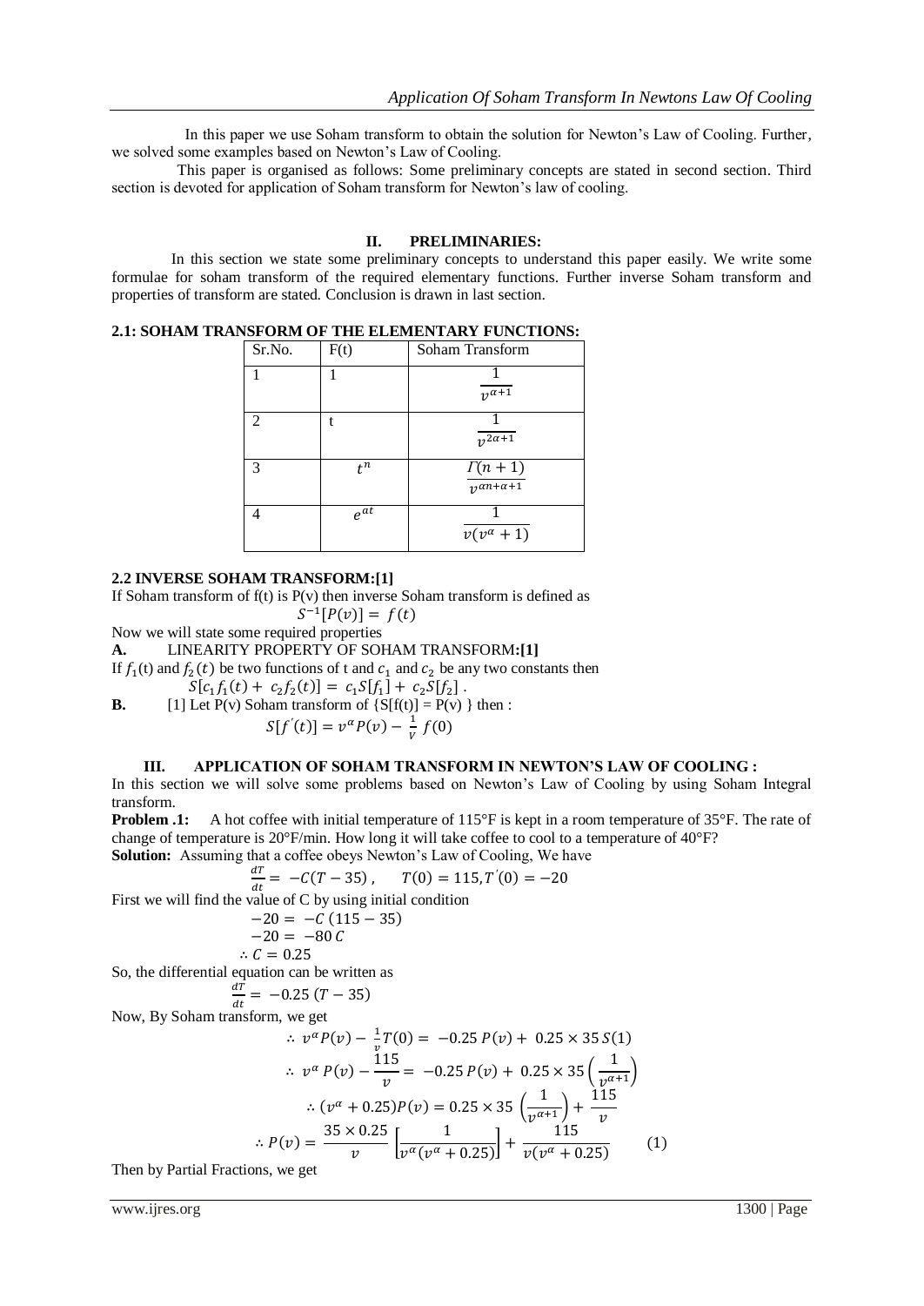In this paper we use Soham transform to obtain the solution for Newton's Law of Cooling. Further, we solved some examples based on Newton's Law of Cooling.

This paper is organised as follows: Some preliminary concepts are stated in second section. Third section is devoted for application of Soham transform for Newton's law of cooling.

## II. PRELIMINARIES:

In this section we state some preliminary concepts to understand this paper easily. We write some formulae for soham transform of the required elementary functions. Further inverse Soham transform and properties of transform are stated. Conclusion is drawn in last section.

### 2.1: SOHAM TRANSFORM OF THE ELEMENTARY FUNCTIONS:

| Sr.No. | F(t) | Soham Transform |
|---|---|---|
| 1 | 1 | $\frac{1}{v^{\alpha+1}}$ |
| 2 | t | $\frac{1}{v^{2\alpha+1}}$ |
| 3 | $t^n$ | $\frac{\Gamma(n+1)}{v^{\alpha n+\alpha+1}}$ |
| 4 | $e^{at}$ | $\frac{1}{v(v^\alpha+1)}$ |

### 2.2 INVERSE SOHAM TRANSFORM:[1]

If Soham transform of f(t) is P(v) then inverse Soham transform is defined as

$$S^{-1}[P(v)] = f(t)$$

Now we will state some required properties

**A.** LINEARITY PROPERTY OF SOHAM TRANSFORM**:[1]**

If $f_1$(t) and $f_2(t)$ be two functions of t and $c_1$ and $c_2$ be any two constants then

$$S[c_1 f_1(t) + c_2 f_2(t)] = c_1 S[f_1] + c_2 S[f_2] .$$

**B.** [1] Let P(v) Soham transform of {S[f(t)] = P(v) } then :

$$S[f'(t)] = v^\alpha P(v) - \frac{1}{v} f(0)$$

## III. APPLICATION OF SOHAM TRANSFORM IN NEWTON'S LAW OF COOLING :

In this section we will solve some problems based on Newton's Law of Cooling by using Soham Integral transform.

**Problem .1:** A hot coffee with initial temperature of 115°F is kept in a room temperature of 35°F. The rate of change of temperature is 20°F/min. How long it will take coffee to cool to a temperature of 40°F?

**Solution:** Assuming that a coffee obeys Newton's Law of Cooling, We have

$$\frac{dT}{dt} = -C(T-35)\,, \qquad T(0) = 115, T'(0) = -20$$

First we will find the value of C by using initial condition

$$-20 = -C\,(115 - 35)$$

$$-20 = -80\,C$$

$$\therefore C = 0.25$$

So, the differential equation can be written as

$$\frac{dT}{dt} = -0.25\,(T - 35)$$

Now, By Soham transform, we get

$$\therefore\ v^\alpha P(v) - \frac{1}{v}T(0) = -0.25\,P(v) + 0.25 \times 35\,S(1)$$

$$\therefore\ v^\alpha\, P(v) - \frac{115}{v} = -0.25\,P(v) + 0.25 \times 35\left(\frac{1}{v^{\alpha+1}}\right)$$

$$\therefore (v^\alpha + 0.25)P(v) = 0.25 \times 35\,\left(\frac{1}{v^{\alpha+1}}\right) + \frac{115}{v}$$

$$\therefore P(v) = \frac{35 \times 0.25}{v}\left[\frac{1}{v^\alpha(v^\alpha + 0.25)}\right] + \frac{115}{v(v^\alpha + 0.25)} \qquad (1)$$

Then by Partial Fractions, we get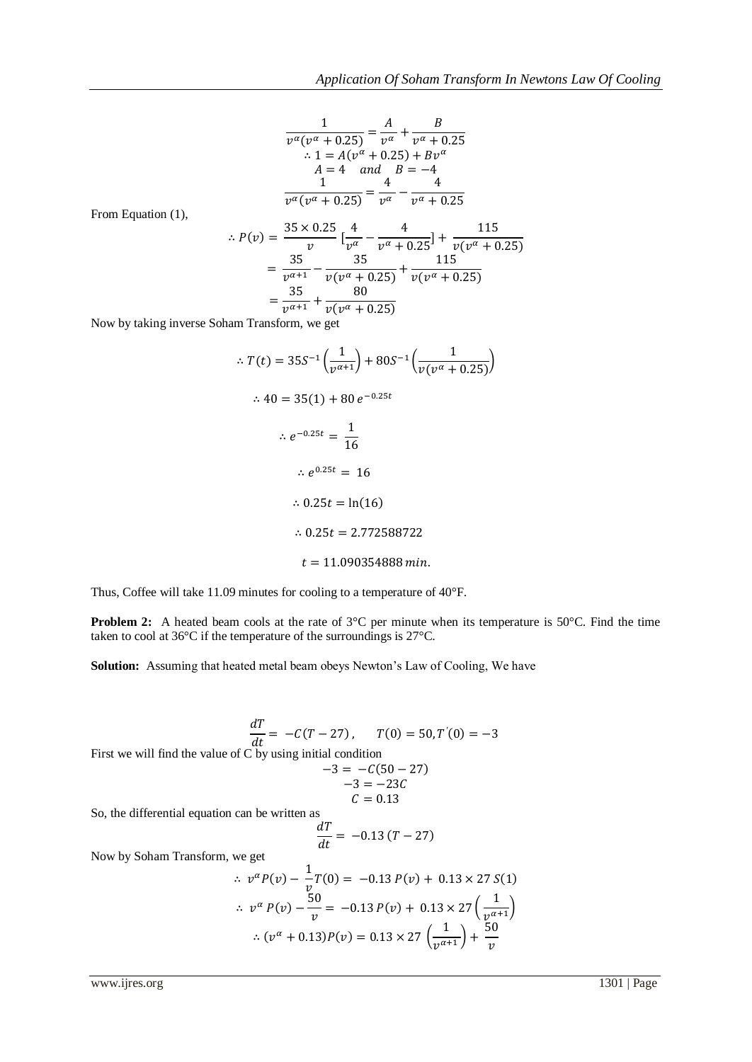$$\frac{1}{v^\alpha(v^\alpha + 0.25)} = \frac{A}{v^\alpha} + \frac{B}{v^\alpha + 0.25}$$

$$\therefore 1 = A(v^\alpha + 0.25) + Bv^\alpha$$

$$A = 4 \quad and \quad B = -4$$

$$\frac{1}{v^\alpha(v^\alpha + 0.25)} = \frac{4}{v^\alpha} - \frac{4}{v^\alpha + 0.25}$$

From Equation (1),

$$\therefore P(v) = \frac{35 \times 0.25}{v}\left[\frac{4}{v^\alpha} - \frac{4}{v^\alpha + 0.25}\right] + \frac{115}{v(v^\alpha + 0.25)}$$

$$= \frac{35}{v^{\alpha+1}} - \frac{35}{v(v^\alpha + 0.25)} + \frac{115}{v(v^\alpha + 0.25)}$$

$$= \frac{35}{v^{\alpha+1}} + \frac{80}{v(v^\alpha + 0.25)}$$

Now by taking inverse Soham Transform, we get

$$\therefore T(t) = 35S^{-1}\left(\frac{1}{v^{\alpha+1}}\right) + 80S^{-1}\left(\frac{1}{v(v^\alpha + 0.25)}\right)$$

$$\therefore 40 = 35(1) + 80\, e^{-0.25t}$$

$$\therefore e^{-0.25t} = \frac{1}{16}$$

$$\therefore e^{0.25t} = 16$$

$$\therefore 0.25t = \ln(16)$$

$$\therefore 0.25t = 2.772588722$$

$$t = 11.090354888\, min.$$

Thus, Coffee will take 11.09 minutes for cooling to a temperature of 40°F.

**Problem 2:** A heated beam cools at the rate of 3°C per minute when its temperature is 50°C. Find the time taken to cool at 36°C if the temperature of the surroundings is 27°C.

**Solution:** Assuming that heated metal beam obeys Newton's Law of Cooling, We have

$$\frac{dT}{dt} = -C(T - 27), \qquad T(0) = 50, T'(0) = -3$$

First we will find the value of C by using initial condition

$$-3 = -C(50 - 27)$$

$$-3 = -23C$$

$$C = 0.13$$

So, the differential equation can be written as

$$\frac{dT}{dt} = -0.13\,(T - 27)$$

Now by Soham Transform, we get

$$\therefore\ v^\alpha P(v) - \frac{1}{v}T(0) = -0.13\, P(v) + 0.13 \times 27\, S(1)$$

$$\therefore\ v^\alpha\, P(v) - \frac{50}{v} = -0.13\, P(v) + 0.13 \times 27\left(\frac{1}{v^{\alpha+1}}\right)$$

$$\therefore (v^\alpha + 0.13)P(v) = 0.13 \times 27\,\left(\frac{1}{v^{\alpha+1}}\right) + \frac{50}{v}$$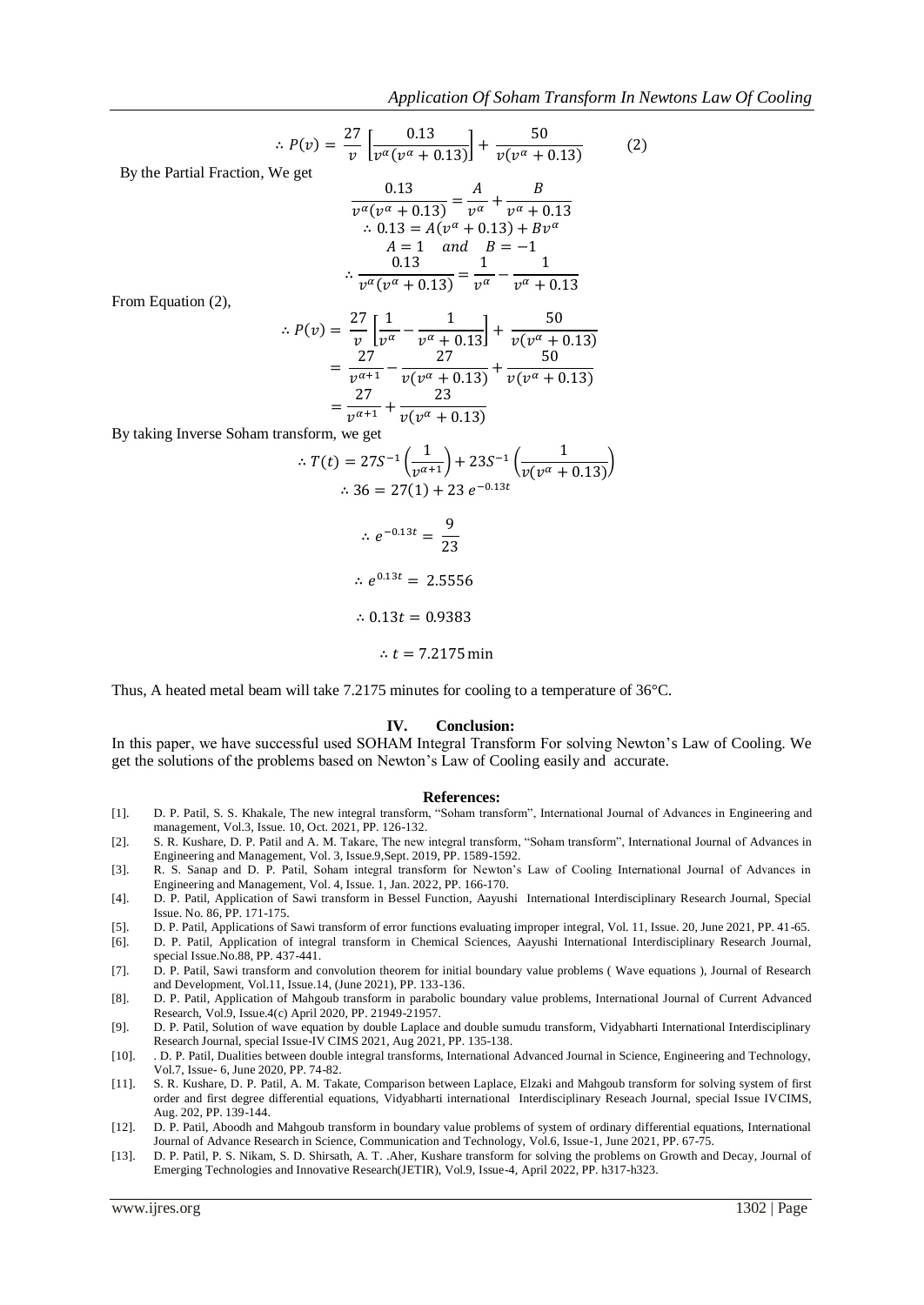$$\therefore P(v) = \frac{27}{v}\left[\frac{0.13}{v^{\alpha}(v^{\alpha}+0.13)}\right] + \frac{50}{v(v^{\alpha}+0.13)} \qquad (2)$$

By the Partial Fraction, We get

$$\frac{0.13}{v^{\alpha}(v^{\alpha}+0.13)} = \frac{A}{v^{\alpha}} + \frac{B}{v^{\alpha}+0.13}$$

$$\therefore 0.13 = A(v^{\alpha}+0.13) + Bv^{\alpha}$$

$$A = 1 \quad and \quad B = -1$$

$$\therefore \frac{0.13}{v^{\alpha}(v^{\alpha}+0.13)} = \frac{1}{v^{\alpha}} - \frac{1}{v^{\alpha}+0.13}$$

From Equation (2),

$$\therefore P(v) = \frac{27}{v}\left[\frac{1}{v^{\alpha}} - \frac{1}{v^{\alpha}+0.13}\right] + \frac{50}{v(v^{\alpha}+0.13)}$$

$$= \frac{27}{v^{\alpha+1}} - \frac{27}{v(v^{\alpha}+0.13)} + \frac{50}{v(v^{\alpha}+0.13)}$$

$$= \frac{27}{v^{\alpha+1}} + \frac{23}{v(v^{\alpha}+0.13)}$$

By taking Inverse Soham transform, we get

$$\therefore T(t) = 27S^{-1}\left(\frac{1}{v^{\alpha+1}}\right) + 23S^{-1}\left(\frac{1}{v(v^{\alpha}+0.13)}\right)$$

$$\therefore 36 = 27(1) + 23\, e^{-0.13t}$$

$$\therefore e^{-0.13t} = \frac{9}{23}$$

$$\therefore e^{0.13t} = 2.5556$$

$$\therefore 0.13t = 0.9383$$

$$\therefore t = 7.2175 \,\text{min}$$

Thus, A heated metal beam will take 7.2175 minutes for cooling to a temperature of 36°C.

## IV. Conclusion:

In this paper, we have successful used SOHAM Integral Transform For solving Newton's Law of Cooling. We get the solutions of the problems based on Newton's Law of Cooling easily and accurate.

## References:

[1]. D. P. Patil, S. S. Khakale, The new integral transform, "Soham transform", International Journal of Advances in Engineering and management, Vol.3, Issue. 10, Oct. 2021, PP. 126-132.

[2]. S. R. Kushare, D. P. Patil and A. M. Takare, The new integral transform, "Soham transform", International Journal of Advances in Engineering and Management, Vol. 3, Issue.9,Sept. 2019, PP. 1589-1592.

[3]. R. S. Sanap and D. P. Patil, Soham integral transform for Newton's Law of Cooling International Journal of Advances in Engineering and Management, Vol. 4, Issue. 1, Jan. 2022, PP. 166-170.

[4]. D. P. Patil, Application of Sawi transform in Bessel Function, Aayushi International Interdisciplinary Research Journal, Special Issue. No. 86, PP. 171-175.

[5]. D. P. Patil, Applications of Sawi transform of error functions evaluating improper integral, Vol. 11, Issue. 20, June 2021, PP. 41-65.

[6]. D. P. Patil, Application of integral transform in Chemical Sciences, Aayushi International Interdisciplinary Research Journal, special Issue.No.88, PP. 437-441.

[7]. D. P. Patil, Sawi transform and convolution theorem for initial boundary value problems ( Wave equations ), Journal of Research and Development, Vol.11, Issue.14, (June 2021), PP. 133-136.

[8]. D. P. Patil, Application of Mahgoub transform in parabolic boundary value problems, International Journal of Current Advanced Research, Vol.9, Issue.4(c) April 2020, PP. 21949-21957.

[9]. D. P. Patil, Solution of wave equation by double Laplace and double sumudu transform, Vidyabharti International Interdisciplinary Research Journal, special Issue-IV CIMS 2021, Aug 2021, PP. 135-138.

[10]. . D. P. Patil, Dualities between double integral transforms, International Advanced Journal in Science, Engineering and Technology, Vol.7, Issue- 6, June 2020, PP. 74-82.

[11]. S. R. Kushare, D. P. Patil, A. M. Takate, Comparison between Laplace, Elzaki and Mahgoub transform for solving system of first order and first degree differential equations, Vidyabharti international Interdisciplinary Reseach Journal, special Issue IVCIMS, Aug. 202, PP. 139-144.

[12]. D. P. Patil, Aboodh and Mahgoub transform in boundary value problems of system of ordinary differential equations, International Journal of Advance Research in Science, Communication and Technology, Vol.6, Issue-1, June 2021, PP. 67-75.

[13]. D. P. Patil, P. S. Nikam, S. D. Shirsath, A. T. .Aher, Kushare transform for solving the problems on Growth and Decay, Journal of Emerging Technologies and Innovative Research(JETIR), Vol.9, Issue-4, April 2022, PP. h317-h323.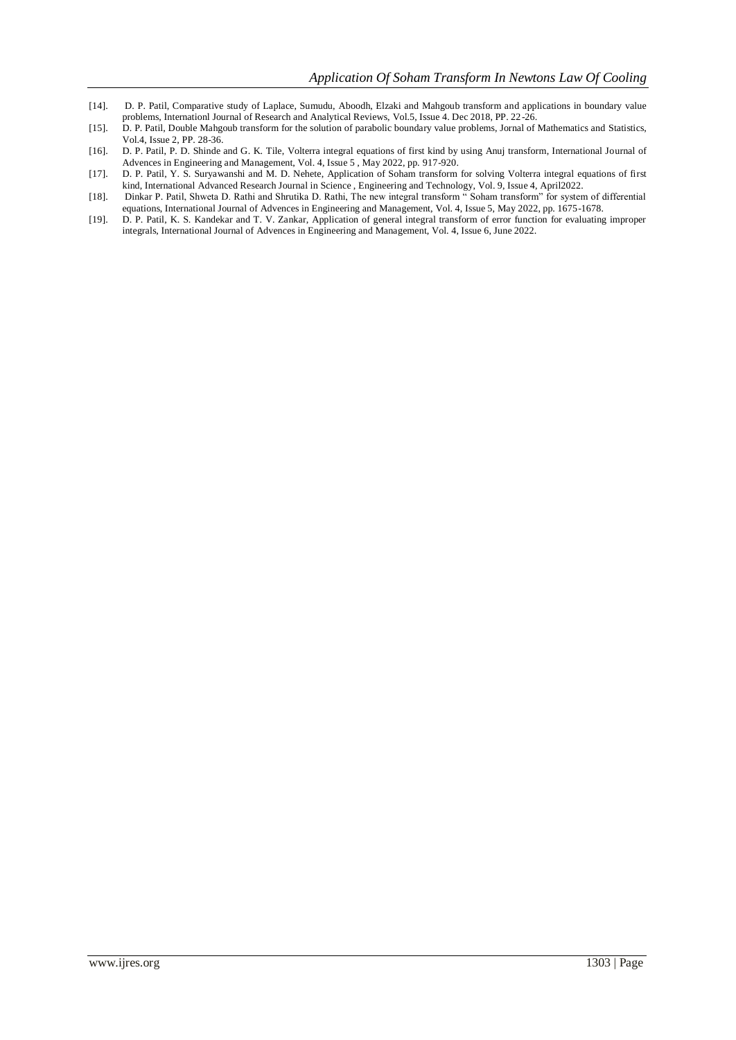[14]. D. P. Patil, Comparative study of Laplace, Sumudu, Aboodh, Elzaki and Mahgoub transform and applications in boundary value problems, Internationl Journal of Research and Analytical Reviews, Vol.5, Issue 4. Dec 2018, PP. 22-26.

[15]. D. P. Patil, Double Mahgoub transform for the solution of parabolic boundary value problems, Jornal of Mathematics and Statistics, Vol.4, Issue 2, PP. 28-36.

[16]. D. P. Patil, P. D. Shinde and G. K. Tile, Volterra integral equations of first kind by using Anuj transform, International Journal of Advences in Engineering and Management, Vol. 4, Issue 5 , May 2022, pp. 917-920.

[17]. D. P. Patil, Y. S. Suryawanshi and M. D. Nehete, Application of Soham transform for solving Volterra integral equations of first kind, International Advanced Research Journal in Science , Engineering and Technology, Vol. 9, Issue 4, April2022.

[18]. Dinkar P. Patil, Shweta D. Rathi and Shrutika D. Rathi, The new integral transform " Soham transform" for system of differential equations, International Journal of Advences in Engineering and Management, Vol. 4, Issue 5, May 2022, pp. 1675-1678.

[19]. D. P. Patil, K. S. Kandekar and T. V. Zankar, Application of general integral transform of error function for evaluating improper integrals, International Journal of Advences in Engineering and Management, Vol. 4, Issue 6, June 2022.